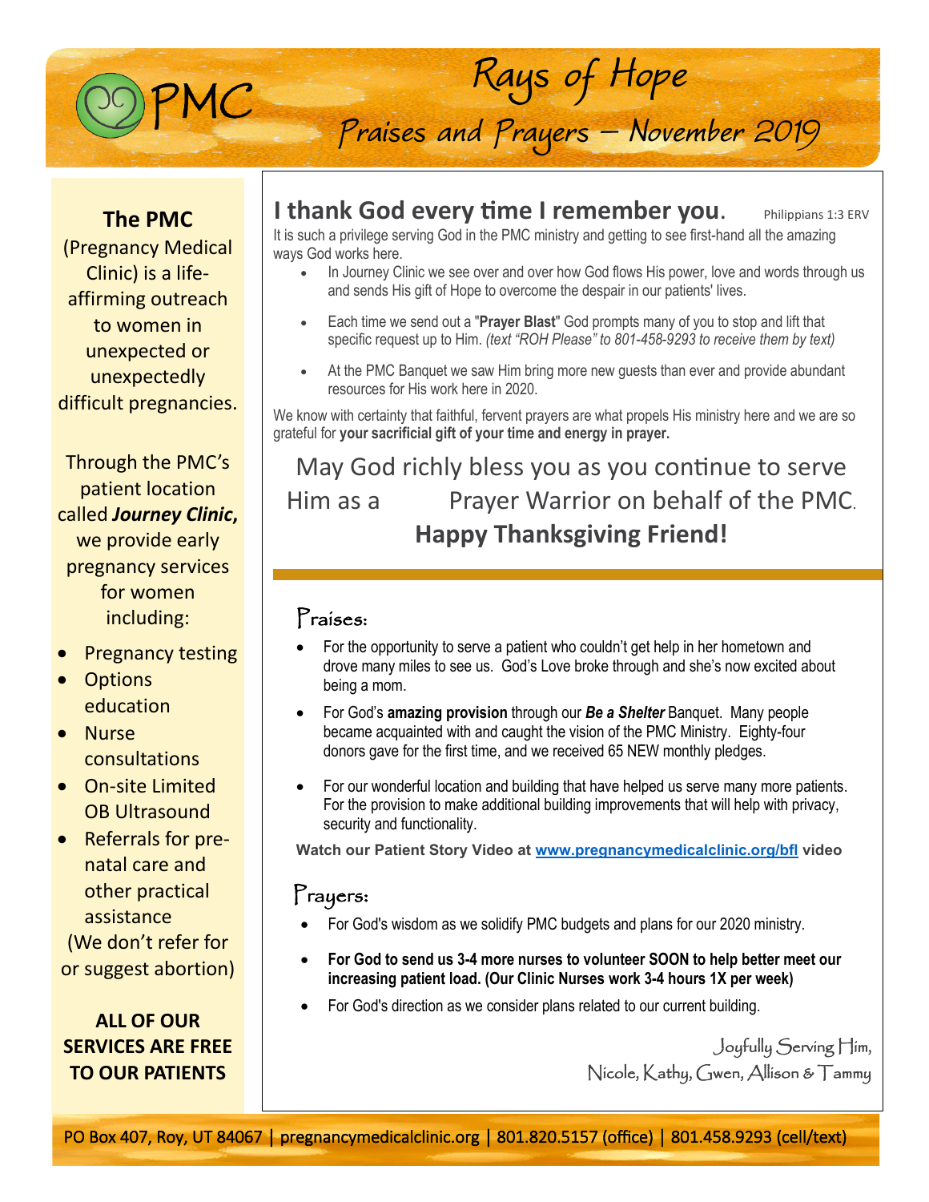# PMC

## Rays of Hope

### Praises and Prayers – November 2019

**The PMC** (Pregnancy Medical Clinic) is a life-affirming outreach to women in unexpected or unexpectedly difficult pregnancies.

Through the PMC's patient location called ***Journey Clinic***, we provide early pregnancy services for women including:

- Pregnancy testing
- Options education
- Nurse consultations
- On-site Limited OB Ultrasound
- Referrals for pre-natal care and other practical assistance

(We don't refer for or suggest abortion)

**ALL OF OUR SERVICES ARE FREE TO OUR PATIENTS**

## I thank God every time I remember you.

Philippians 1:3 ERV

It is such a privilege serving God in the PMC ministry and getting to see first-hand all the amazing ways God works here.

- In Journey Clinic we see over and over how God flows His power, love and words through us and sends His gift of Hope to overcome the despair in our patients' lives.
- Each time we send out a "**Prayer Blast**" God prompts many of you to stop and lift that specific request up to Him. *(text "ROH Please" to 801-458-9293 to receive them by text)*
- At the PMC Banquet we saw Him bring more new guests than ever and provide abundant resources for His work here in 2020.

We know with certainty that faithful, fervent prayers are what propels His ministry here and we are so grateful for **your sacrificial gift of your time and energy in prayer.**

May God richly bless you as you continue to serve Him as a Prayer Warrior on behalf of the PMC.

**Happy Thanksgiving Friend!**

### Praises:

- For the opportunity to serve a patient who couldn't get help in her hometown and drove many miles to see us. God's Love broke through and she's now excited about being a mom.
- For God's **amazing provision** through our ***Be a Shelter*** Banquet. Many people became acquainted with and caught the vision of the PMC Ministry. Eighty-four donors gave for the first time, and we received 65 NEW monthly pledges.
- For our wonderful location and building that have helped us serve many more patients. For the provision to make additional building improvements that will help with privacy, security and functionality.

**Watch our Patient Story Video at [www.pregnancymedicalclinic.org/bfl](http://www.pregnancymedicalclinic.org/bfl) video**

### Prayers:

- For God's wisdom as we solidify PMC budgets and plans for our 2020 ministry.
- **For God to send us 3-4 more nurses to volunteer SOON to help better meet our increasing patient load. (Our Clinic Nurses work 3-4 hours 1X per week)**
- For God's direction as we consider plans related to our current building.

Joyfully Serving Him,
Nicole, Kathy, Gwen, Allison & Tammy

PO Box 407, Roy, UT 84067 | pregnancymedicalclinic.org | 801.820.5157 (office) | 801.458.9293 (cell/text)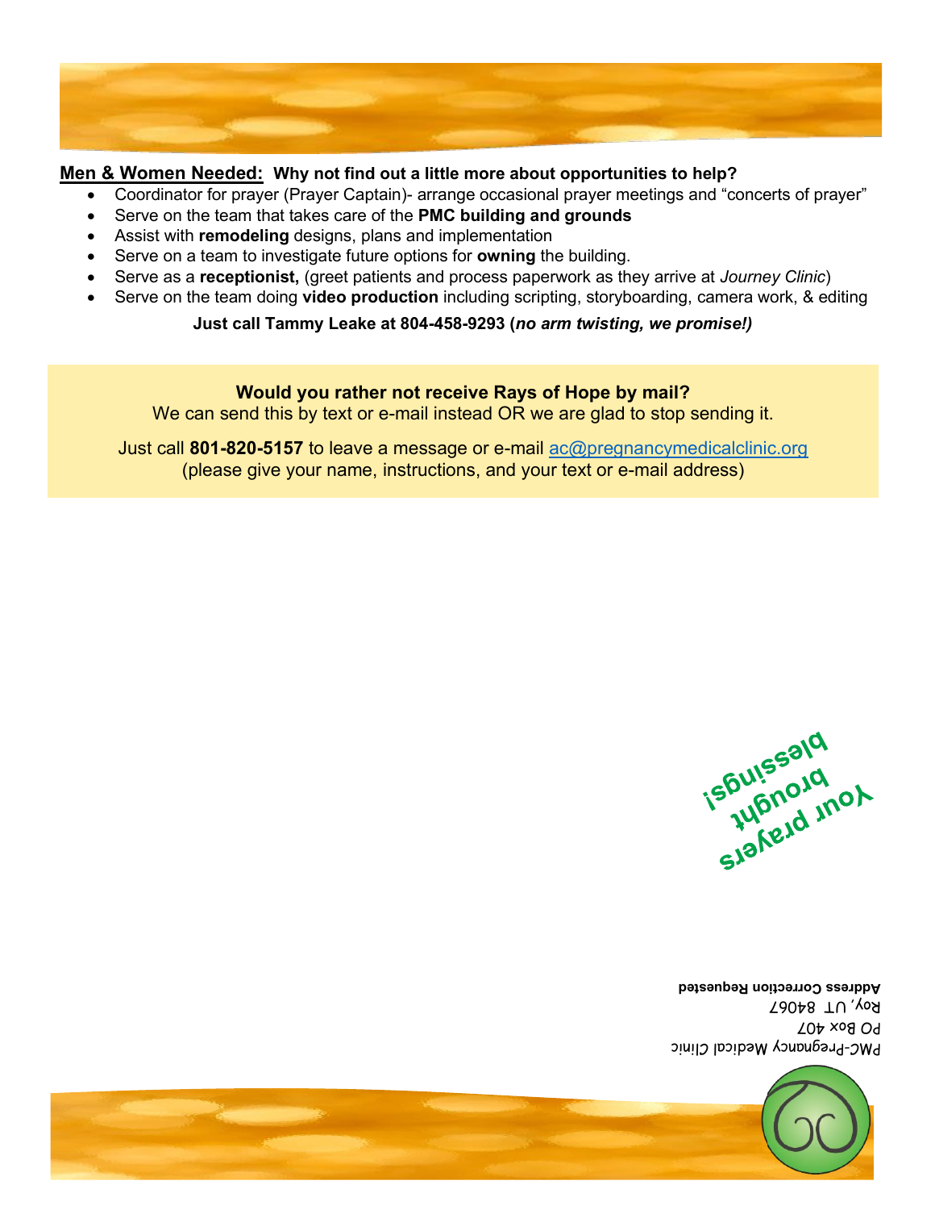**Men & Women Needed:** **Why not find out a little more about opportunities to help?**

- Coordinator for prayer (Prayer Captain)- arrange occasional prayer meetings and "concerts of prayer"
- Serve on the team that takes care of the **PMC building and grounds**
- Assist with **remodeling** designs, plans and implementation
- Serve on a team to investigate future options for **owning** the building.
- Serve as a **receptionist,** (greet patients and process paperwork as they arrive at *Journey Clinic*)
- Serve on the team doing **video production** including scripting, storyboarding, camera work, & editing

**Just call Tammy Leake at 804-458-9293 (*no arm twisting, we promise!)***

**Would you rather not receive Rays of Hope by mail?**

We can send this by text or e-mail instead OR we are glad to stop sending it.

Just call **801-820-5157** to leave a message or e-mail ac@pregnancymedicalclinic.org (please give your name, instructions, and your text or e-mail address)

**Your prayers brought blessings!**

PMC-Pregnancy Medical Clinic
PO Box 407
Roy, UT 84067
**Address Correction Requested**